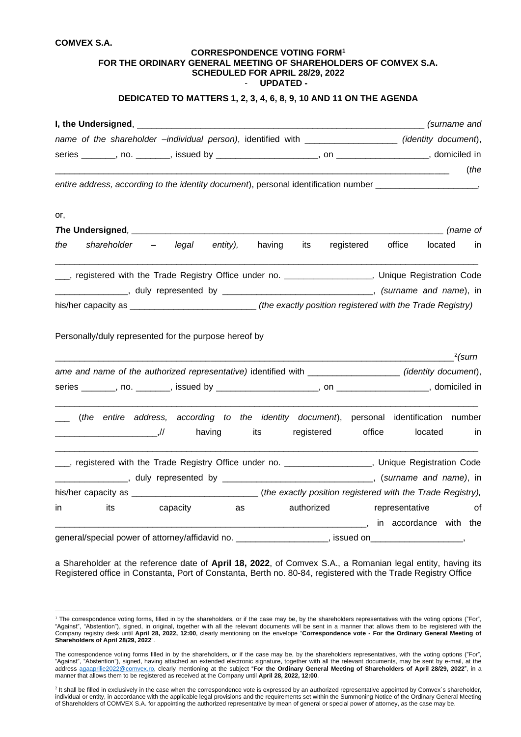**COMVEX S.A.**

**CORRESPONDENCE VOTING FORM[1]**
**FOR THE ORDINARY GENERAL MEETING OF SHAREHOLDERS OF COMVEX S.A.**
**SCHEDULED FOR APRIL 28/29, 2022**
**- UPDATED -**

**DEDICATED TO MATTERS 1, 2, 3, 4, 6, 8, 9, 10 AND 11 ON THE AGENDA**

**I, the Undersigned**, ____________________________________________________________ *(surname and name of the shareholder –individual person)*, identified with __________________ *(identity document)*, series _______, no. _______, issued by ____________________, on __________________, domiciled in ________________________________________________________________________________ (*the entire address, according to the identity document*), personal identification number ____________________,

or,

***The Undersigned***, **____________________________________________________________** *(name of the shareholder – legal entity),* having its registered office located in ________________________________________________________________________________ ___, registered with the Trade Registry Office under no. _________________, Unique Registration Code ______________, duly represented by ______________________________, *(surname and name*), in his/her capacity as _________________________ *(the exactly position registered with the Trade Registry)*

Personally/duly represented for the purpose hereof by

________________________________________________________________________________[2]*(surname and name of the authorized representative)* identified with __________________ *(identity document*), series _______, no. _______, issued by ____________________, on __________________, domiciled in ________________________________________________________________________________ ___ (*the entire address, according to the identity document*), personal identification number ____________________,// having its registered office located in ________________________________________________________________________________ ___, registered with the Trade Registry Office under no. _________________, Unique Registration Code ______________, duly represented by ______________________________, (*surname and name)*, in his/her capacity as _________________________ (*the exactly position registered with the Trade Registry),* in its capacity as authorized representative of ____________________________________________________________, in accordance with the general/special power of attorney/affidavid no. __________________, issued on__________________,

a Shareholder at the reference date of **April 18, 2022**, of Comvex S.A., a Romanian legal entity, having its Registered office in Constanta, Port of Constanta, Berth no. 80-84, registered with the Trade Registry Office

---

[1] The correspondence voting forms, filled in by the shareholders, or if the case may be, by the shareholders representatives with the voting options ("For", "Against", "Abstention"), signed, in original, together with all the relevant documents will be sent in a manner that allows them to be registered with the Company registry desk until **April 28, 2022, 12:00**, clearly mentioning on the envelope "**Correspondence vote - For the Ordinary General Meeting of Shareholders of April 28/29, 2022**".

The correspondence voting forms filled in by the shareholders, or if the case may be, by the shareholders representatives, with the voting options ("For", "Against", "Abstention"), signed, having attached an extended electronic signature, together with all the relevant documents, may be sent by e-mail, at the address agaaprilie2022@comvex.ro, clearly mentioning at the subject "**For the Ordinary General Meeting of Shareholders of April 28/29, 2022**", in a manner that allows them to be registered as received at the Company until **April 28, 2022, 12:00**.

[2] It shall be filled in exclusively in the case when the correspondence vote is expressed by an authorized representative appointed by Comvex`s shareholder, individual or entity, in accordance with the applicable legal provisions and the requirements set within the Summoning Notice of the Ordinary General Meeting of Shareholders of COMVEX S.A. for appointing the authorized representative by mean of general or special power of attorney, as the case may be.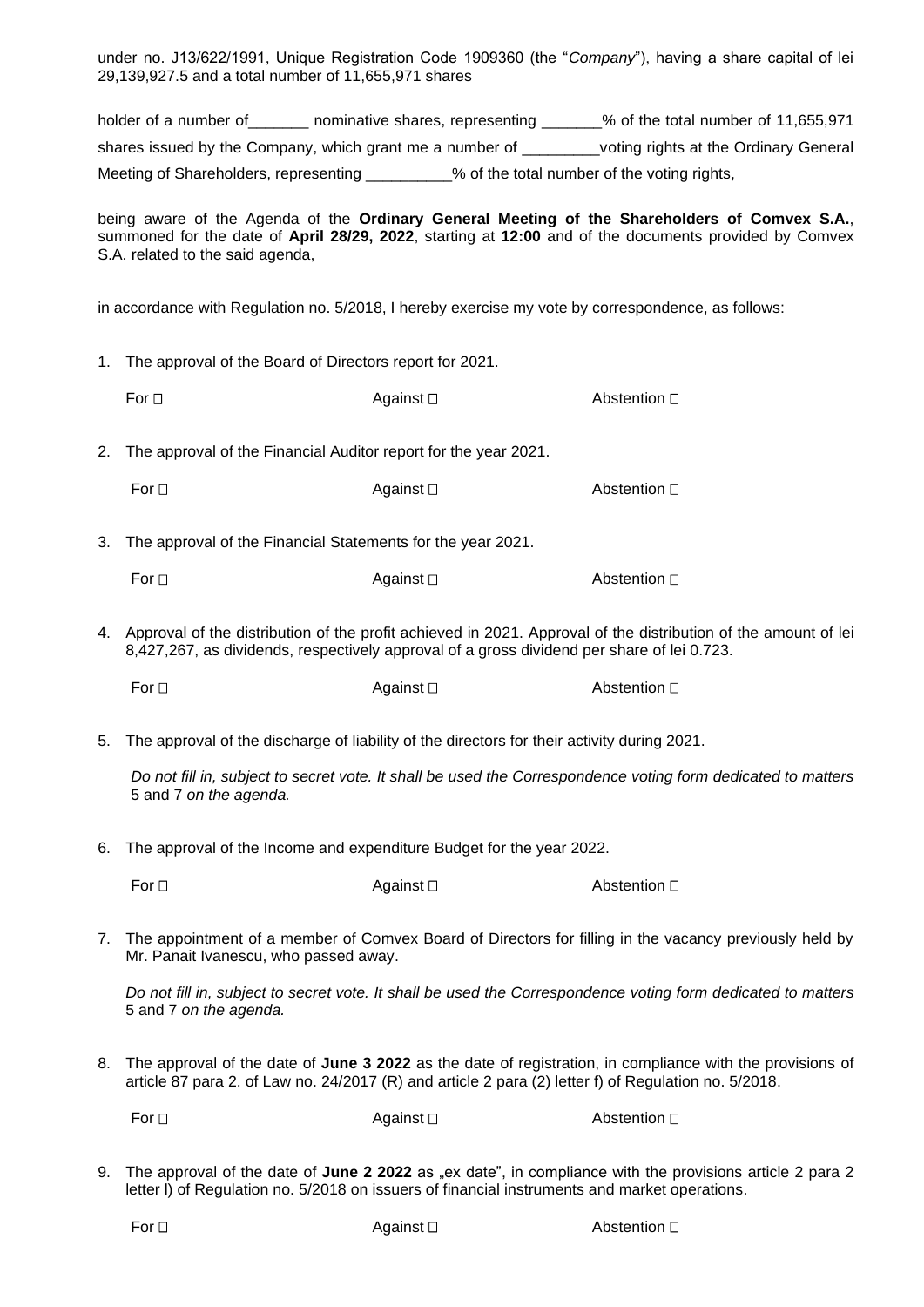under no. J13/622/1991, Unique Registration Code 1909360 (the "*Company*"), having a share capital of lei 29,139,927.5 and a total number of 11,655,971 shares

holder of a number of_______ nominative shares, representing _______% of the total number of 11,655,971 shares issued by the Company, which grant me a number of _________voting rights at the Ordinary General Meeting of Shareholders, representing __________% of the total number of the voting rights,

being aware of the Agenda of the **Ordinary General Meeting of the Shareholders of Comvex S.A.**, summoned for the date of **April 28/29, 2022**, starting at **12:00** and of the documents provided by Comvex S.A. related to the said agenda,

in accordance with Regulation no. 5/2018, I hereby exercise my vote by correspondence, as follows:

1. The approval of the Board of Directors report for 2021.

   For ☐ Against ☐ Abstention ☐

2. The approval of the Financial Auditor report for the year 2021.

   For ☐ Against ☐ Abstention ☐

3. The approval of the Financial Statements for the year 2021.

   For ☐ Against ☐ Abstention ☐

4. Approval of the distribution of the profit achieved in 2021. Approval of the distribution of the amount of lei 8,427,267, as dividends, respectively approval of a gross dividend per share of lei 0.723.

   For ☐ Against ☐ Abstention ☐

5. The approval of the discharge of liability of the directors for their activity during 2021.

   *Do not fill in, subject to secret vote. It shall be used the Correspondence voting form dedicated to matters* 5 and 7 *on the agenda.*

6. The approval of the Income and expenditure Budget for the year 2022.

   For ☐ Against ☐ Abstention ☐

7. The appointment of a member of Comvex Board of Directors for filling in the vacancy previously held by Mr. Panait Ivanescu, who passed away.

   *Do not fill in, subject to secret vote. It shall be used the Correspondence voting form dedicated to matters* 5 and 7 *on the agenda.*

8. The approval of the date of **June 3 2022** as the date of registration, in compliance with the provisions of article 87 para 2. of Law no. 24/2017 (R) and article 2 para (2) letter f) of Regulation no. 5/2018.

   For ☐ Against ☐ Abstention ☐

9. The approval of the date of **June 2 2022** as „ex date", in compliance with the provisions article 2 para 2 letter l) of Regulation no. 5/2018 on issuers of financial instruments and market operations.

   For ☐ Against ☐ Abstention ☐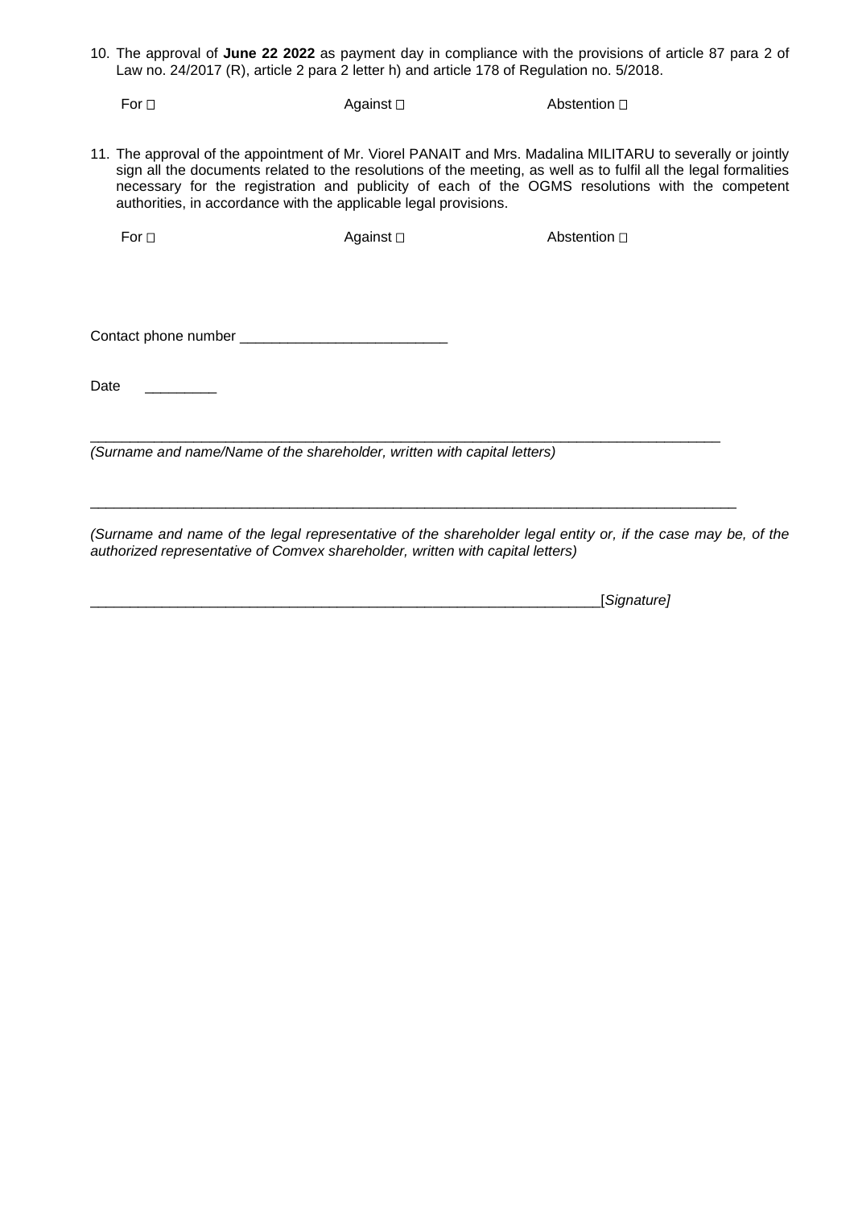10. The approval of **June 22 2022** as payment day in compliance with the provisions of article 87 para 2 of Law no. 24/2017 (R), article 2 para 2 letter h) and article 178 of Regulation no. 5/2018.

    For ☐ Against ☐ Abstention ☐

11. The approval of the appointment of Mr. Viorel PANAIT and Mrs. Madalina MILITARU to severally or jointly sign all the documents related to the resolutions of the meeting, as well as to fulfil all the legal formalities necessary for the registration and publicity of each of the OGMS resolutions with the competent authorities, in accordance with the applicable legal provisions.

    For ☐ Against ☐ Abstention ☐

Contact phone number __________________________

Date _________

_______________________________________________________________________________
*(Surname and name/Name of the shareholder, written with capital letters)*

_______________________________________________________________________________

*(Surname and name of the legal representative of the shareholder legal entity or, if the case may be, of the authorized representative of Comvex shareholder, written with capital letters)*

_________________________________________________________________[*Signature]*